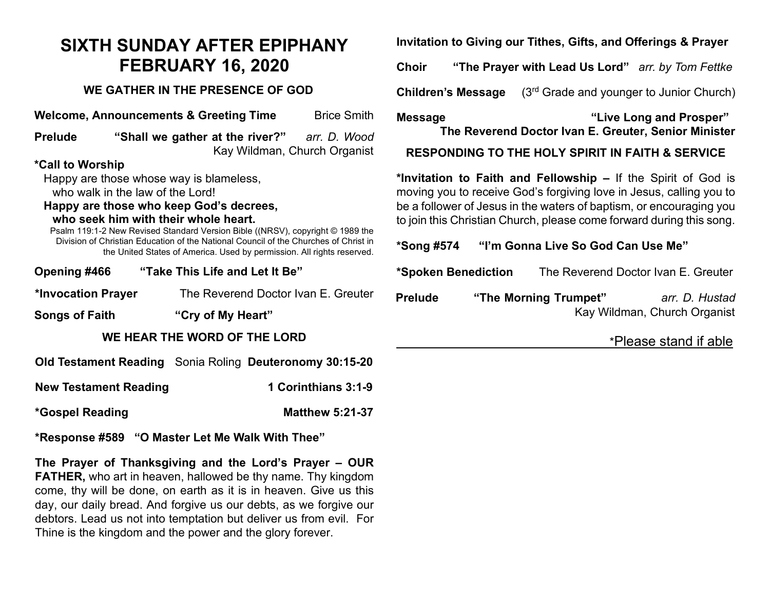# SIXTH SUNDAY AFTER EPIPHANY
# FEBRUARY 16, 2020

### WE GATHER IN THE PRESENCE OF GOD

**Welcome, Announcements & Greeting Time** Brice Smith

**Prelude** **"Shall we gather at the river?"** *arr. D. Wood*
Kay Wildman, Church Organist

**\*Call to Worship**

Happy are those whose way is blameless,
who walk in the law of the Lord!
**Happy are those who keep God's decrees,**
**who seek him with their whole heart.**

Psalm 119:1-2 New Revised Standard Version Bible ((NRSV), copyright © 1989 the Division of Christian Education of the National Council of the Churches of Christ in the United States of America. Used by permission. All rights reserved.

**Opening #466** **"Take This Life and Let It Be"**

**\*Invocation Prayer** The Reverend Doctor Ivan E. Greuter

**Songs of Faith** **"Cry of My Heart"**

### WE HEAR THE WORD OF THE LORD

**Old Testament Reading** Sonia Roling **Deuteronomy 30:15-20**

**New Testament Reading** **1 Corinthians 3:1-9**

**\*Gospel Reading** **Matthew 5:21-37**

**\*Response #589** **"O Master Let Me Walk With Thee"**

**The Prayer of Thanksgiving and the Lord's Prayer – OUR FATHER,** who art in heaven, hallowed be thy name. Thy kingdom come, thy will be done, on earth as it is in heaven. Give us this day, our daily bread. And forgive us our debts, as we forgive our debtors. Lead us not into temptation but deliver us from evil. For Thine is the kingdom and the power and the glory forever.

**Invitation to Giving our Tithes, Gifts, and Offerings & Prayer**

**Choir** **"The Prayer with Lead Us Lord"** *arr. by Tom Fettke*

**Children's Message** (3rd Grade and younger to Junior Church)

**Message** **"Live Long and Prosper"**
**The Reverend Doctor Ivan E. Greuter, Senior Minister**

### RESPONDING TO THE HOLY SPIRIT IN FAITH & SERVICE

**\*Invitation to Faith and Fellowship –** If the Spirit of God is moving you to receive God's forgiving love in Jesus, calling you to be a follower of Jesus in the waters of baptism, or encouraging you to join this Christian Church, please come forward during this song.

**\*Song #574** **"I'm Gonna Live So God Can Use Me"**

**\*Spoken Benediction** The Reverend Doctor Ivan E. Greuter

**Prelude** **"The Morning Trumpet"** *arr. D. Hustad*
Kay Wildman, Church Organist

\*Please stand if able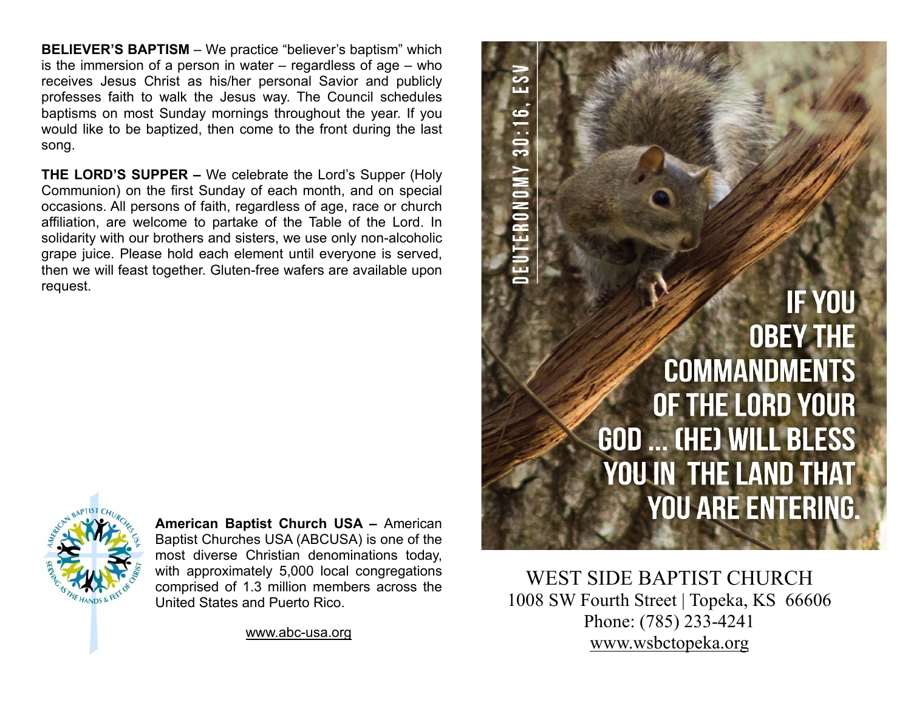**BELIEVER'S BAPTISM** – We practice "believer's baptism" which is the immersion of a person in water – regardless of age – who receives Jesus Christ as his/her personal Savior and publicly professes faith to walk the Jesus way. The Council schedules baptisms on most Sunday mornings throughout the year. If you would like to be baptized, then come to the front during the last song.

**THE LORD'S SUPPER –** We celebrate the Lord's Supper (Holy Communion) on the first Sunday of each month, and on special occasions. All persons of faith, regardless of age, race or church affiliation, are welcome to partake of the Table of the Lord. In solidarity with our brothers and sisters, we use only non-alcoholic grape juice. Please hold each element until everyone is served, then we will feast together. Gluten-free wafers are available upon request.

**American Baptist Church USA –** American Baptist Churches USA (ABCUSA) is one of the most diverse Christian denominations today, with approximately 5,000 local congregations comprised of 1.3 million members across the United States and Puerto Rico.

www.abc-usa.org

DEUTERONOMY 30:16, ESV

IF YOU OBEY THE COMMANDMENTS OF THE LORD YOUR GOD ... (HE) WILL BLESS YOU IN THE LAND THAT YOU ARE ENTERING.

WEST SIDE BAPTIST CHURCH
1008 SW Fourth Street | Topeka, KS 66606
Phone: (785) 233-4241
www.wsbctopeka.org